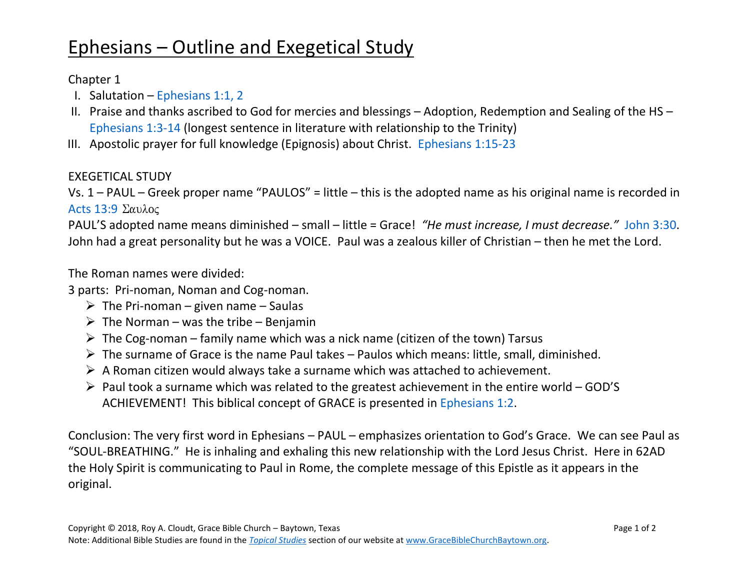# Ephesians – Outline and Exegetical Study

Chapter 1

I. Salutation – Ephesians 1:1, 2
II. Praise and thanks ascribed to God for mercies and blessings – Adoption, Redemption and Sealing of the HS – Ephesians 1:3-14 (longest sentence in literature with relationship to the Trinity)
III. Apostolic prayer for full knowledge (Epignosis) about Christ. Ephesians 1:15-23

EXEGETICAL STUDY

Vs. 1 – PAUL – Greek proper name "PAULOS" = little – this is the adopted name as his original name is recorded in Acts 13:9 Σαυλος

PAUL'S adopted name means diminished – small – little = Grace! *"He must increase, I must decrease."* John 3:30. John had a great personality but he was a VOICE. Paul was a zealous killer of Christian – then he met the Lord.

The Roman names were divided:
3 parts: Pri-noman, Noman and Cog-noman.

- The Pri-noman – given name – Saulas
- The Norman – was the tribe – Benjamin
- The Cog-noman – family name which was a nick name (citizen of the town) Tarsus
- The surname of Grace is the name Paul takes – Paulos which means: little, small, diminished.
- A Roman citizen would always take a surname which was attached to achievement.
- Paul took a surname which was related to the greatest achievement in the entire world – GOD'S ACHIEVEMENT! This biblical concept of GRACE is presented in Ephesians 1:2.

Conclusion: The very first word in Ephesians – PAUL – emphasizes orientation to God's Grace. We can see Paul as "SOUL-BREATHING." He is inhaling and exhaling this new relationship with the Lord Jesus Christ. Here in 62AD the Holy Spirit is communicating to Paul in Rome, the complete message of this Epistle as it appears in the original.

Copyright © 2018, Roy A. Cloudt, Grace Bible Church – Baytown, Texas

Note: Additional Bible Studies are found in the *Topical Studies* section of our website at www.GraceBibleChurchBaytown.org.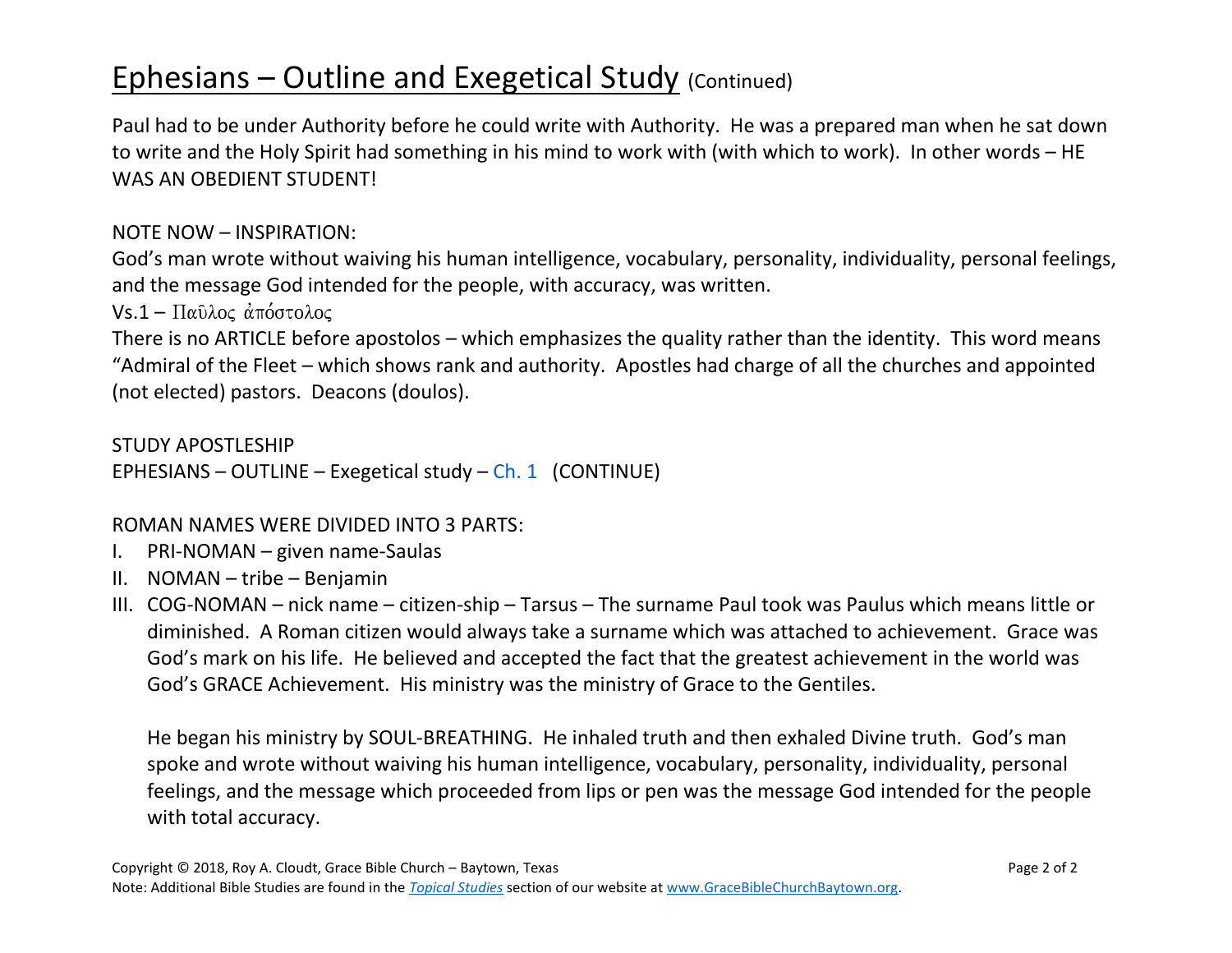# Ephesians – Outline and Exegetical Study (Continued)

Paul had to be under Authority before he could write with Authority. He was a prepared man when he sat down to write and the Holy Spirit had something in his mind to work with (with which to work). In other words – HE WAS AN OBEDIENT STUDENT!

NOTE NOW – INSPIRATION:
God's man wrote without waiving his human intelligence, vocabulary, personality, individuality, personal feelings, and the message God intended for the people, with accuracy, was written.
Vs.1 – Παῦλος ἀπόστολος
There is no ARTICLE before apostolos – which emphasizes the quality rather than the identity. This word means "Admiral of the Fleet – which shows rank and authority. Apostles had charge of all the churches and appointed (not elected) pastors. Deacons (doulos).

STUDY APOSTLESHIP
EPHESIANS – OUTLINE – Exegetical study – Ch. 1 (CONTINUE)

ROMAN NAMES WERE DIVIDED INTO 3 PARTS:

I. PRI-NOMAN – given name-Saulas
II. NOMAN – tribe – Benjamin
III. COG-NOMAN – nick name – citizen-ship – Tarsus – The surname Paul took was Paulus which means little or diminished. A Roman citizen would always take a surname which was attached to achievement. Grace was God's mark on his life. He believed and accepted the fact that the greatest achievement in the world was God's GRACE Achievement. His ministry was the ministry of Grace to the Gentiles.

    He began his ministry by SOUL-BREATHING. He inhaled truth and then exhaled Divine truth. God's man spoke and wrote without waiving his human intelligence, vocabulary, personality, individuality, personal feelings, and the message which proceeded from lips or pen was the message God intended for the people with total accuracy.

Copyright © 2018, Roy A. Cloudt, Grace Bible Church – Baytown, Texas
Note: Additional Bible Studies are found in the *Topical Studies* section of our website at www.GraceBibleChurchBaytown.org.